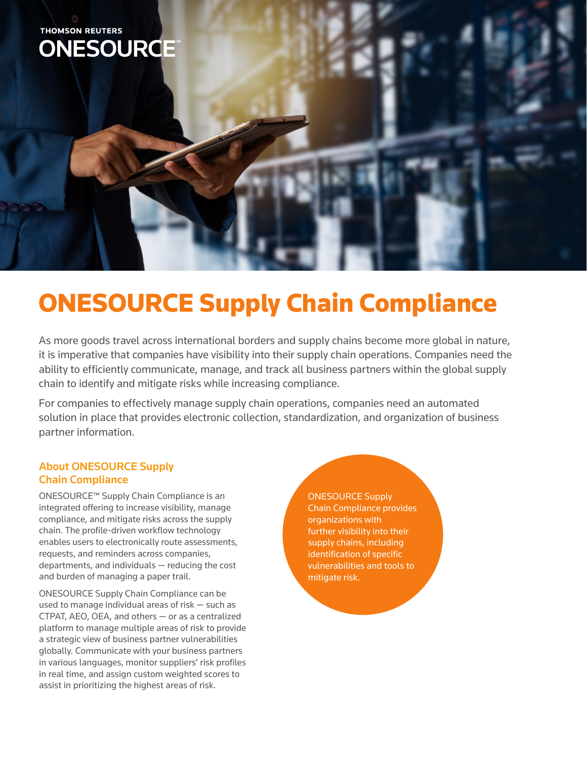THOMSON REUTERS
ONESOURCE™

# ONESOURCE Supply Chain Compliance

As more goods travel across international borders and supply chains become more global in nature, it is imperative that companies have visibility into their supply chain operations. Companies need the ability to efficiently communicate, manage, and track all business partners within the global supply chain to identify and mitigate risks while increasing compliance.

For companies to effectively manage supply chain operations, companies need an automated solution in place that provides electronic collection, standardization, and organization of business partner information.

## About ONESOURCE Supply Chain Compliance

ONESOURCE™ Supply Chain Compliance is an integrated offering to increase visibility, manage compliance, and mitigate risks across the supply chain. The profile-driven workflow technology enables users to electronically route assessments, requests, and reminders across companies, departments, and individuals — reducing the cost and burden of managing a paper trail.

ONESOURCE Supply Chain Compliance can be used to manage individual areas of risk — such as CTPAT, AEO, OEA, and others — or as a centralized platform to manage multiple areas of risk to provide a strategic view of business partner vulnerabilities globally. Communicate with your business partners in various languages, monitor suppliers' risk profiles in real time, and assign custom weighted scores to assist in prioritizing the highest areas of risk.

ONESOURCE Supply Chain Compliance provides organizations with further visibility into their supply chains, including identification of specific vulnerabilities and tools to mitigate risk.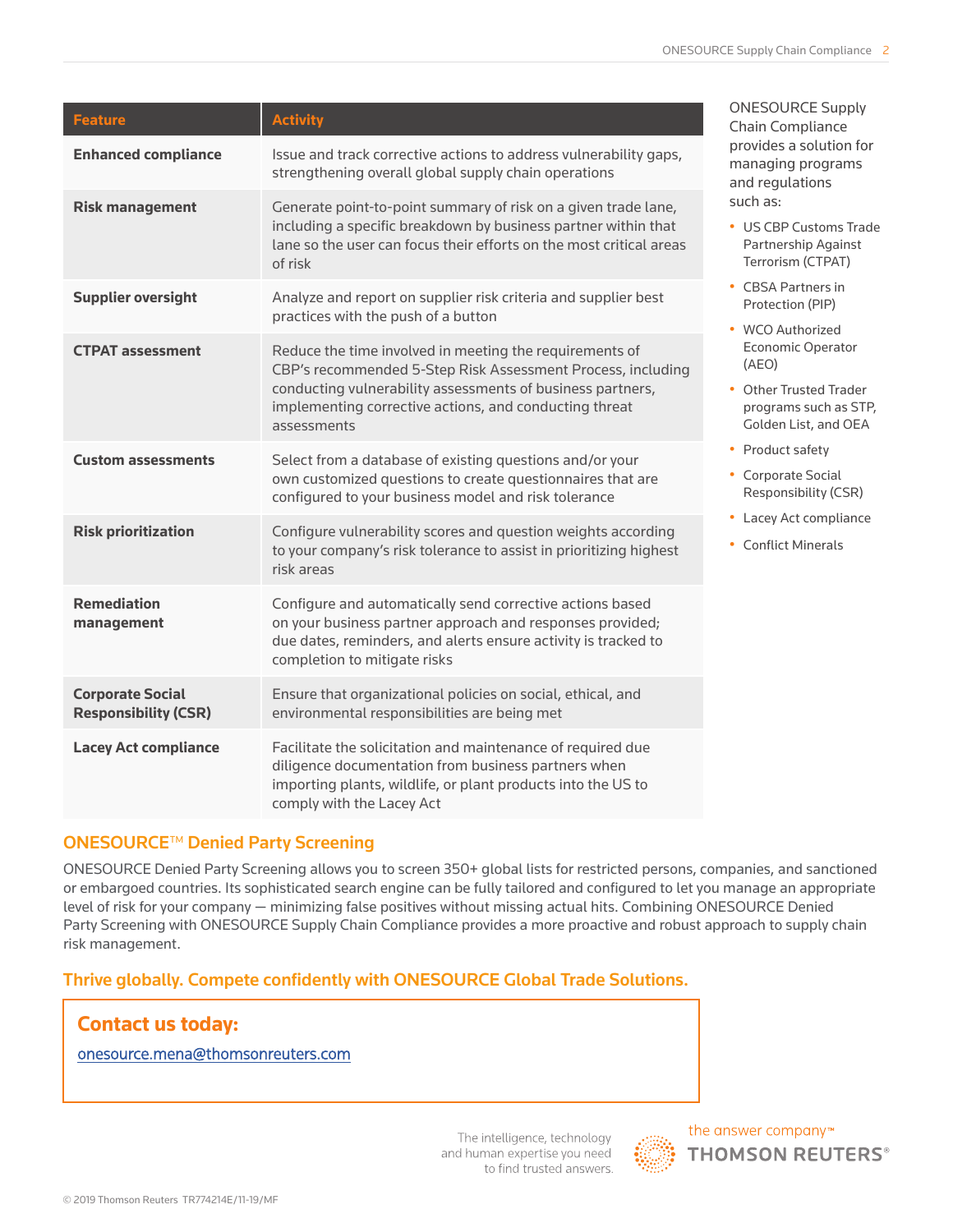| Feature | Activity |
|---|---|
| **Enhanced compliance** | Issue and track corrective actions to address vulnerability gaps, strengthening overall global supply chain operations |
| **Risk management** | Generate point-to-point summary of risk on a given trade lane, including a specific breakdown by business partner within that lane so the user can focus their efforts on the most critical areas of risk |
| **Supplier oversight** | Analyze and report on supplier risk criteria and supplier best practices with the push of a button |
| **CTPAT assessment** | Reduce the time involved in meeting the requirements of CBP's recommended 5-Step Risk Assessment Process, including conducting vulnerability assessments of business partners, implementing corrective actions, and conducting threat assessments |
| **Custom assessments** | Select from a database of existing questions and/or your own customized questions to create questionnaires that are configured to your business model and risk tolerance |
| **Risk prioritization** | Configure vulnerability scores and question weights according to your company's risk tolerance to assist in prioritizing highest risk areas |
| **Remediation management** | Configure and automatically send corrective actions based on your business partner approach and responses provided; due dates, reminders, and alerts ensure activity is tracked to completion to mitigate risks |
| **Corporate Social Responsibility (CSR)** | Ensure that organizational policies on social, ethical, and environmental responsibilities are being met |
| **Lacey Act compliance** | Facilitate the solicitation and maintenance of required due diligence documentation from business partners when importing plants, wildlife, or plant products into the US to comply with the Lacey Act |

ONESOURCE Supply Chain Compliance provides a solution for managing programs and regulations such as:

- US CBP Customs Trade Partnership Against Terrorism (CTPAT)
- CBSA Partners in Protection (PIP)
- WCO Authorized Economic Operator (AEO)
- Other Trusted Trader programs such as STP, Golden List, and OEA
- Product safety
- Corporate Social Responsibility (CSR)
- Lacey Act compliance
- Conflict Minerals

## ONESOURCE™ Denied Party Screening

ONESOURCE Denied Party Screening allows you to screen 350+ global lists for restricted persons, companies, and sanctioned or embargoed countries. Its sophisticated search engine can be fully tailored and configured to let you manage an appropriate level of risk for your company — minimizing false positives without missing actual hits. Combining ONESOURCE Denied Party Screening with ONESOURCE Supply Chain Compliance provides a more proactive and robust approach to supply chain risk management.

**Thrive globally. Compete confidently with ONESOURCE Global Trade Solutions.**

### Contact us today:

onesource.mena@thomsonreuters.com

The intelligence, technology and human expertise you need to find trusted answers.

the answer company™
THOMSON REUTERS®

© 2019 Thomson Reuters TR774214E/11-19/MF